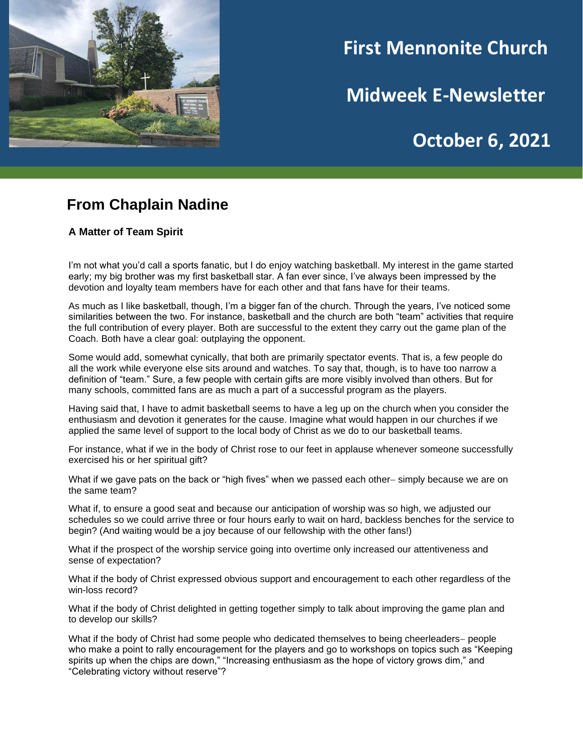# First Mennonite Church

# Midweek E-Newsletter

# October 6, 2021

## From Chaplain Nadine

### A Matter of Team Spirit

I'm not what you'd call a sports fanatic, but I do enjoy watching basketball. My interest in the game started early; my big brother was my first basketball star. A fan ever since, I've always been impressed by the devotion and loyalty team members have for each other and that fans have for their teams.

As much as I like basketball, though, I'm a bigger fan of the church. Through the years, I've noticed some similarities between the two. For instance, basketball and the church are both "team" activities that require the full contribution of every player. Both are successful to the extent they carry out the game plan of the Coach. Both have a clear goal: outplaying the opponent.

Some would add, somewhat cynically, that both are primarily spectator events. That is, a few people do all the work while everyone else sits around and watches. To say that, though, is to have too narrow a definition of "team." Sure, a few people with certain gifts are more visibly involved than others. But for many schools, committed fans are as much a part of a successful program as the players.

Having said that, I have to admit basketball seems to have a leg up on the church when you consider the enthusiasm and devotion it generates for the cause. Imagine what would happen in our churches if we applied the same level of support to the local body of Christ as we do to our basketball teams.

For instance, what if we in the body of Christ rose to our feet in applause whenever someone successfully exercised his or her spiritual gift?

What if we gave pats on the back or "high fives" when we passed each other– simply because we are on the same team?

What if, to ensure a good seat and because our anticipation of worship was so high, we adjusted our schedules so we could arrive three or four hours early to wait on hard, backless benches for the service to begin? (And waiting would be a joy because of our fellowship with the other fans!)

What if the prospect of the worship service going into overtime only increased our attentiveness and sense of expectation?

What if the body of Christ expressed obvious support and encouragement to each other regardless of the win-loss record?

What if the body of Christ delighted in getting together simply to talk about improving the game plan and to develop our skills?

What if the body of Christ had some people who dedicated themselves to being cheerleaders– people who make a point to rally encouragement for the players and go to workshops on topics such as "Keeping spirits up when the chips are down," "Increasing enthusiasm as the hope of victory grows dim," and "Celebrating victory without reserve"?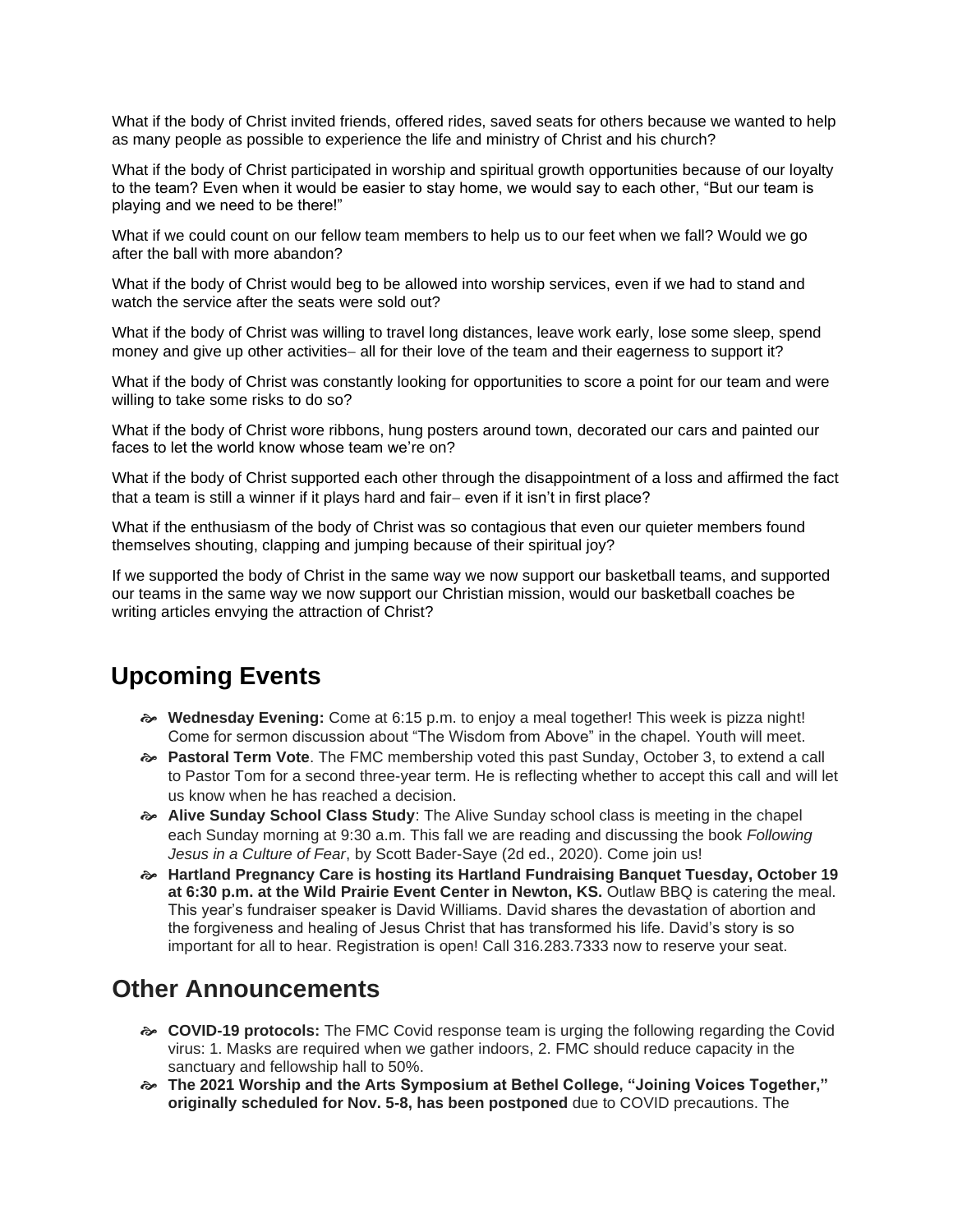What if the body of Christ invited friends, offered rides, saved seats for others because we wanted to help as many people as possible to experience the life and ministry of Christ and his church?

What if the body of Christ participated in worship and spiritual growth opportunities because of our loyalty to the team? Even when it would be easier to stay home, we would say to each other, "But our team is playing and we need to be there!"

What if we could count on our fellow team members to help us to our feet when we fall? Would we go after the ball with more abandon?

What if the body of Christ would beg to be allowed into worship services, even if we had to stand and watch the service after the seats were sold out?

What if the body of Christ was willing to travel long distances, leave work early, lose some sleep, spend money and give up other activities– all for their love of the team and their eagerness to support it?

What if the body of Christ was constantly looking for opportunities to score a point for our team and were willing to take some risks to do so?

What if the body of Christ wore ribbons, hung posters around town, decorated our cars and painted our faces to let the world know whose team we're on?

What if the body of Christ supported each other through the disappointment of a loss and affirmed the fact that a team is still a winner if it plays hard and fair– even if it isn't in first place?

What if the enthusiasm of the body of Christ was so contagious that even our quieter members found themselves shouting, clapping and jumping because of their spiritual joy?

If we supported the body of Christ in the same way we now support our basketball teams, and supported our teams in the same way we now support our Christian mission, would our basketball coaches be writing articles envying the attraction of Christ?

## Upcoming Events

- **Wednesday Evening:** Come at 6:15 p.m. to enjoy a meal together! This week is pizza night! Come for sermon discussion about "The Wisdom from Above" in the chapel. Youth will meet.
- **Pastoral Term Vote**. The FMC membership voted this past Sunday, October 3, to extend a call to Pastor Tom for a second three-year term. He is reflecting whether to accept this call and will let us know when he has reached a decision.
- **Alive Sunday School Class Study**: The Alive Sunday school class is meeting in the chapel each Sunday morning at 9:30 a.m. This fall we are reading and discussing the book *Following Jesus in a Culture of Fear*, by Scott Bader-Saye (2d ed., 2020). Come join us!
- **Hartland Pregnancy Care is hosting its Hartland Fundraising Banquet Tuesday, October 19 at 6:30 p.m. at the Wild Prairie Event Center in Newton, KS.** Outlaw BBQ is catering the meal. This year's fundraiser speaker is David Williams. David shares the devastation of abortion and the forgiveness and healing of Jesus Christ that has transformed his life. David's story is so important for all to hear. Registration is open! Call 316.283.7333 now to reserve your seat.

## Other Announcements

- **COVID-19 protocols:** The FMC Covid response team is urging the following regarding the Covid virus: 1. Masks are required when we gather indoors, 2. FMC should reduce capacity in the sanctuary and fellowship hall to 50%.
- **The 2021 Worship and the Arts Symposium at Bethel College, "Joining Voices Together," originally scheduled for Nov. 5-8, has been postponed** due to COVID precautions. The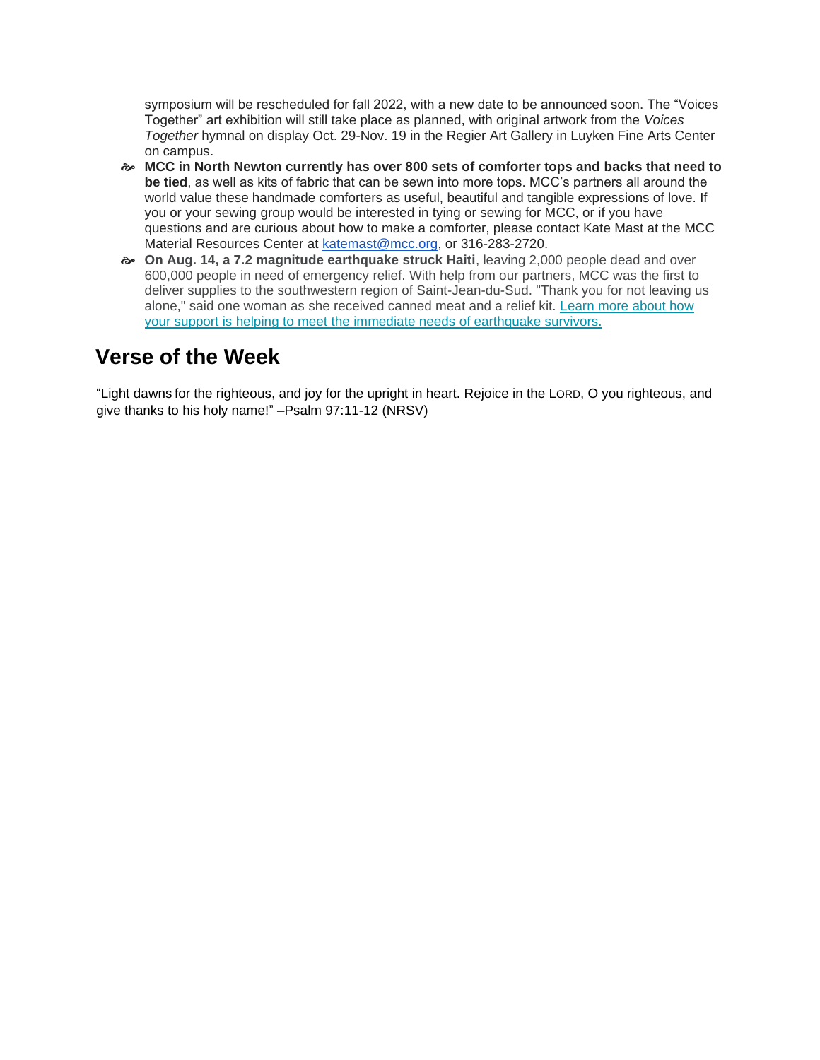symposium will be rescheduled for fall 2022, with a new date to be announced soon. The "Voices Together" art exhibition will still take place as planned, with original artwork from the *Voices Together* hymnal on display Oct. 29-Nov. 19 in the Regier Art Gallery in Luyken Fine Arts Center on campus.

- **MCC in North Newton currently has over 800 sets of comforter tops and backs that need to be tied**, as well as kits of fabric that can be sewn into more tops. MCC's partners all around the world value these handmade comforters as useful, beautiful and tangible expressions of love. If you or your sewing group would be interested in tying or sewing for MCC, or if you have questions and are curious about how to make a comforter, please contact Kate Mast at the MCC Material Resources Center at katemast@mcc.org, or 316-283-2720.
- **On Aug. 14, a 7.2 magnitude earthquake struck Haiti**, leaving 2,000 people dead and over 600,000 people in need of emergency relief. With help from our partners, MCC was the first to deliver supplies to the southwestern region of Saint-Jean-du-Sud. "Thank you for not leaving us alone," said one woman as she received canned meat and a relief kit. Learn more about how your support is helping to meet the immediate needs of earthquake survivors.

## Verse of the Week

"Light dawns for the righteous, and joy for the upright in heart. Rejoice in the LORD, O you righteous, and give thanks to his holy name!" –Psalm 97:11-12 (NRSV)